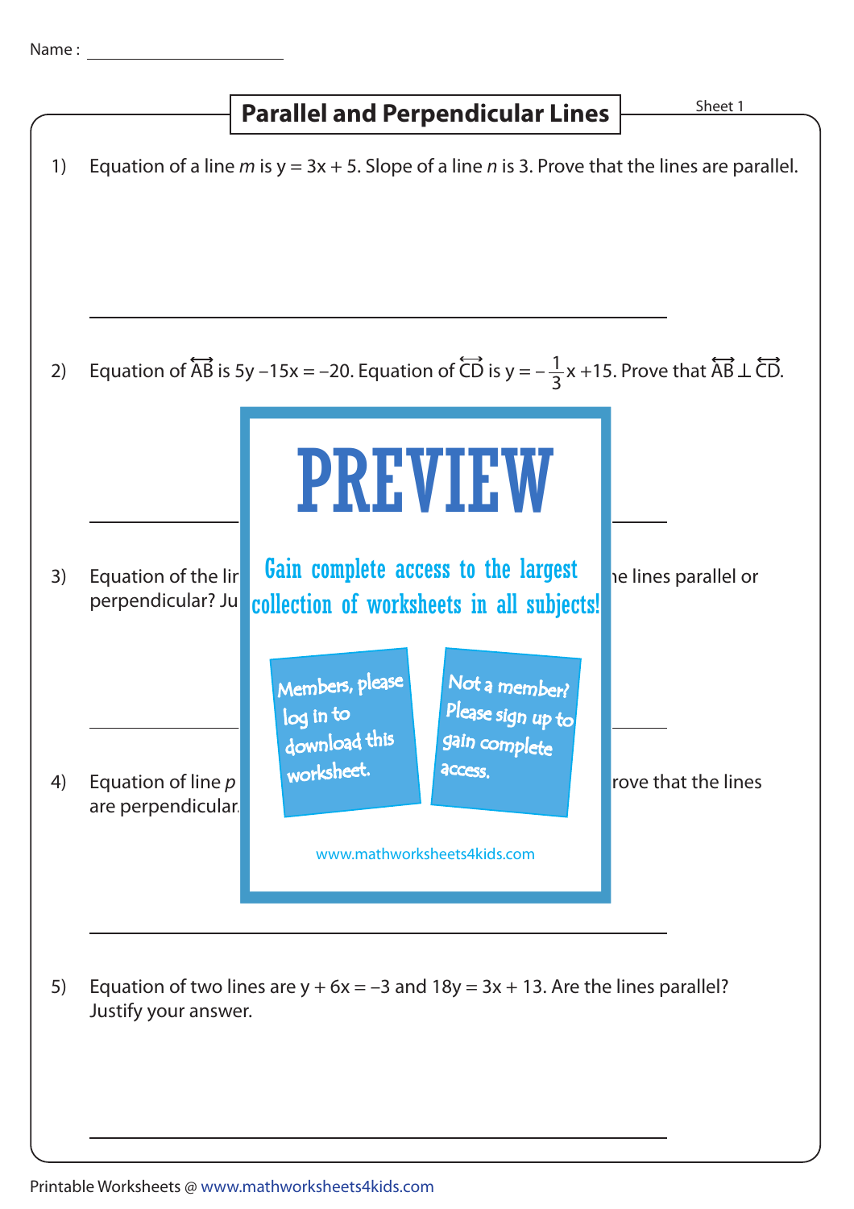Name :

# Parallel and Perpendicular Lines

Sheet 1

1) Equation of a line *m* is $y = 3x + 5$. Slope of a line *n* is 3. Prove that the lines are parallel.

2) Equation of $\overleftrightarrow{AB}$ is $5y - 15x = -20$. Equation of $\overleftrightarrow{CD}$ is $y = -\frac{1}{3}x + 15$. Prove that $\overleftrightarrow{AB} \perp \overleftrightarrow{CD}$.

PREVIEW

Gain complete access to the largest collection of worksheets in all subjects!

Members, please log in to download this worksheet.

Not a member? Please sign up to gain complete access.

www.mathworksheets4kids.com

3) Equation of the lir ... ne lines parallel or perpendicular? Ju

4) Equation of line *p* ... rove that the lines are perpendicular.

5) Equation of two lines are $y + 6x = -3$ and $18y = 3x + 13$. Are the lines parallel? Justify your answer.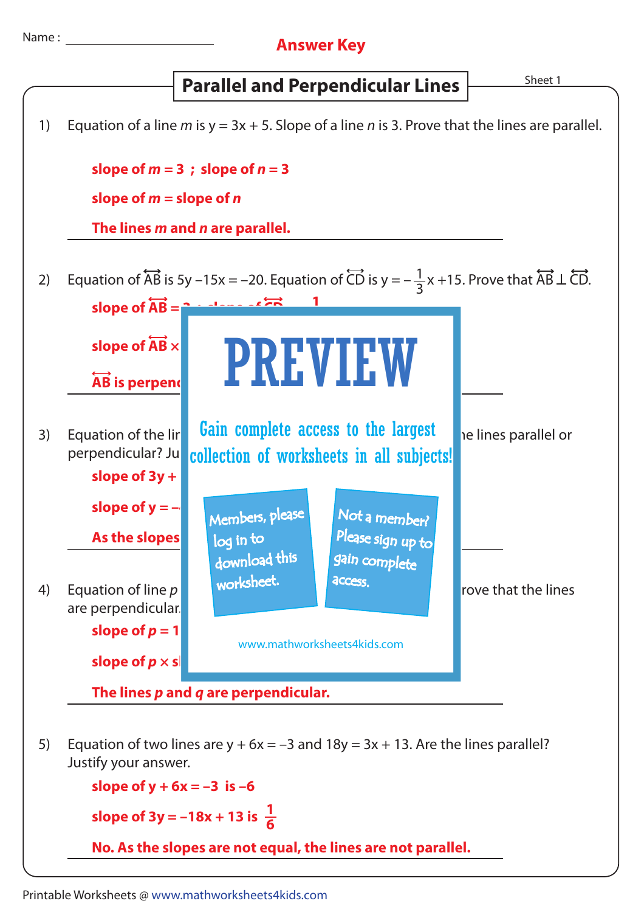Name : ____________________

**Answer Key**

# Parallel and Perpendicular Lines

Sheet 1

1) Equation of a line *m* is y = 3x + 5. Slope of a line *n* is 3. Prove that the lines are parallel.

**slope of *m* = 3 ; slope of *n* = 3**

**slope of *m* = slope of *n***

**The lines *m* and *n* are parallel.**

2) Equation of $\overleftrightarrow{AB}$ is 5y −15x = −20. Equation of $\overleftrightarrow{CD}$ is $y = -\frac{1}{3}x + 15$. Prove that $\overleftrightarrow{AB} \perp \overleftrightarrow{CD}$.

**slope of $\overleftrightarrow{AB}$ =**

**slope of $\overleftrightarrow{AB}$ ×**

**$\overleftrightarrow{AB}$ is perpend**

PREVIEW

Gain complete access to the largest collection of worksheets in all subjects!

Members, please log in to download this worksheet.

Not a member? Please sign up to gain complete access.

www.mathworksheets4kids.com

3) Equation of the lin ... he lines parallel or perpendicular? Ju

**slope of 3y +**

**slope of y = −**

**As the slopes**

4) Equation of line *p* ... rove that the lines are perpendicular.

**slope of *p* = 1**

**slope of *p* × s**

**The lines *p* and *q* are perpendicular.**

5) Equation of two lines are y + 6x = −3 and 18y = 3x + 13. Are the lines parallel? Justify your answer.

**slope of y + 6x = −3 is −6**

**slope of 3y = −18x + 13 is $\frac{1}{6}$**

**No. As the slopes are not equal, the lines are not parallel.**